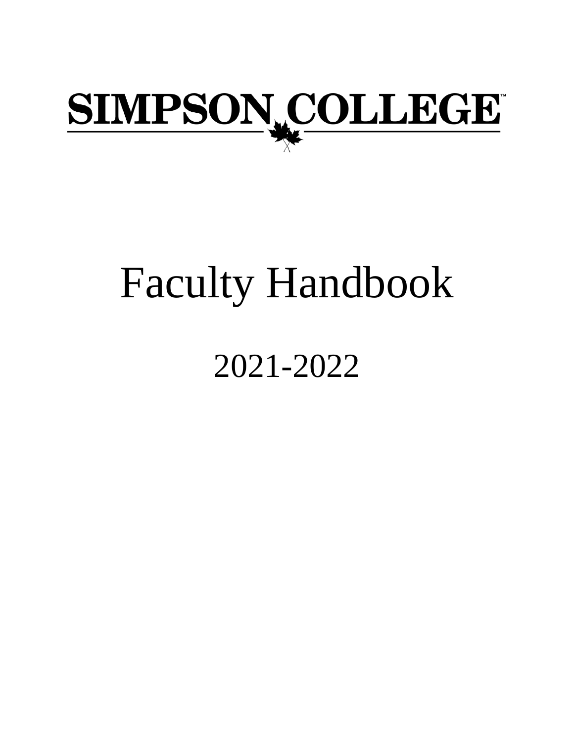# SIMPSON COLLEGE

# Faculty Handbook

## 2021-2022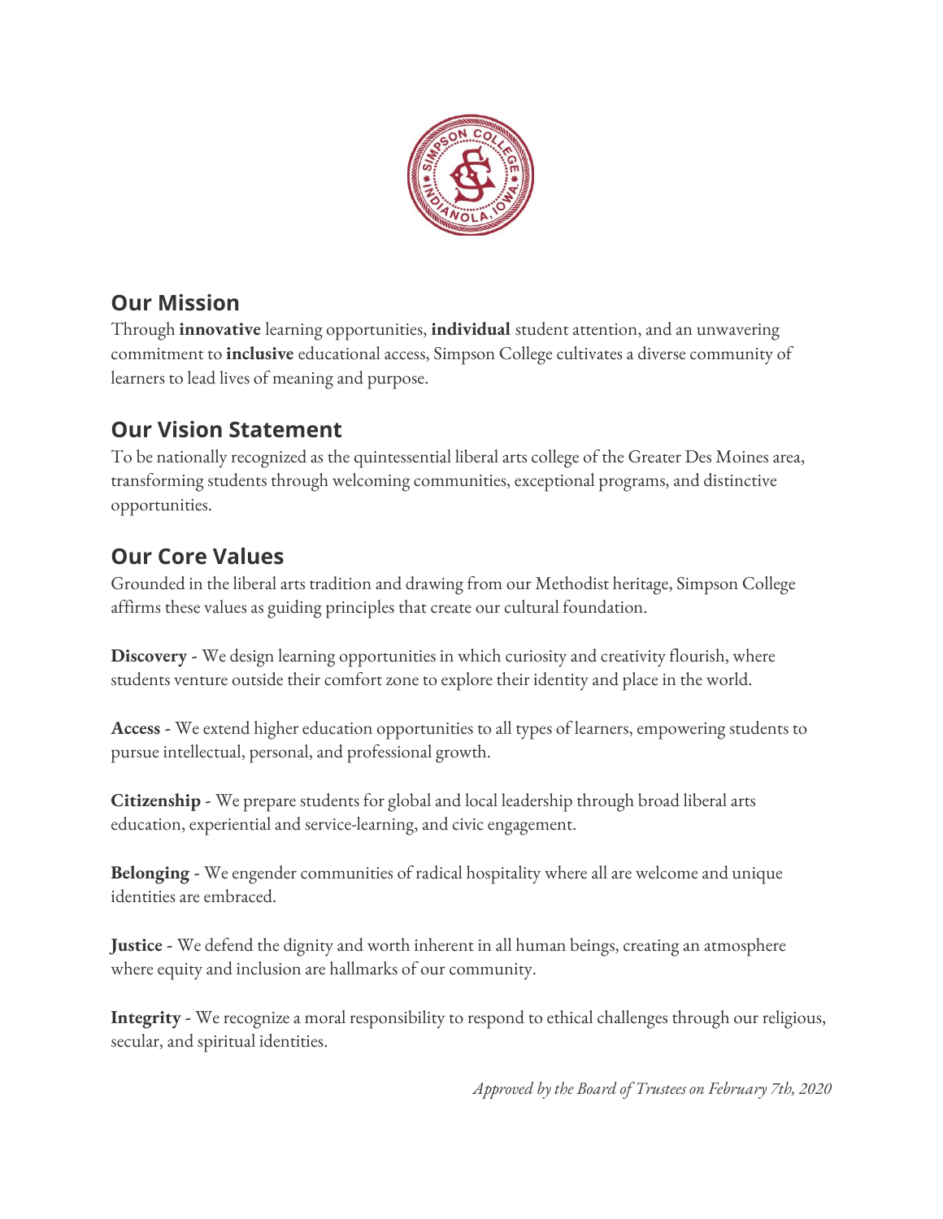## Our Mission

Through **innovative** learning opportunities, **individual** student attention, and an unwavering commitment to **inclusive** educational access, Simpson College cultivates a diverse community of learners to lead lives of meaning and purpose.

## Our Vision Statement

To be nationally recognized as the quintessential liberal arts college of the Greater Des Moines area, transforming students through welcoming communities, exceptional programs, and distinctive opportunities.

## Our Core Values

Grounded in the liberal arts tradition and drawing from our Methodist heritage, Simpson College affirms these values as guiding principles that create our cultural foundation.

**Discovery** - We design learning opportunities in which curiosity and creativity flourish, where students venture outside their comfort zone to explore their identity and place in the world.

**Access** - We extend higher education opportunities to all types of learners, empowering students to pursue intellectual, personal, and professional growth.

**Citizenship** - We prepare students for global and local leadership through broad liberal arts education, experiential and service-learning, and civic engagement.

**Belonging** - We engender communities of radical hospitality where all are welcome and unique identities are embraced.

**Justice** - We defend the dignity and worth inherent in all human beings, creating an atmosphere where equity and inclusion are hallmarks of our community.

**Integrity** - We recognize a moral responsibility to respond to ethical challenges through our religious, secular, and spiritual identities.

*Approved by the Board of Trustees on February 7th, 2020*